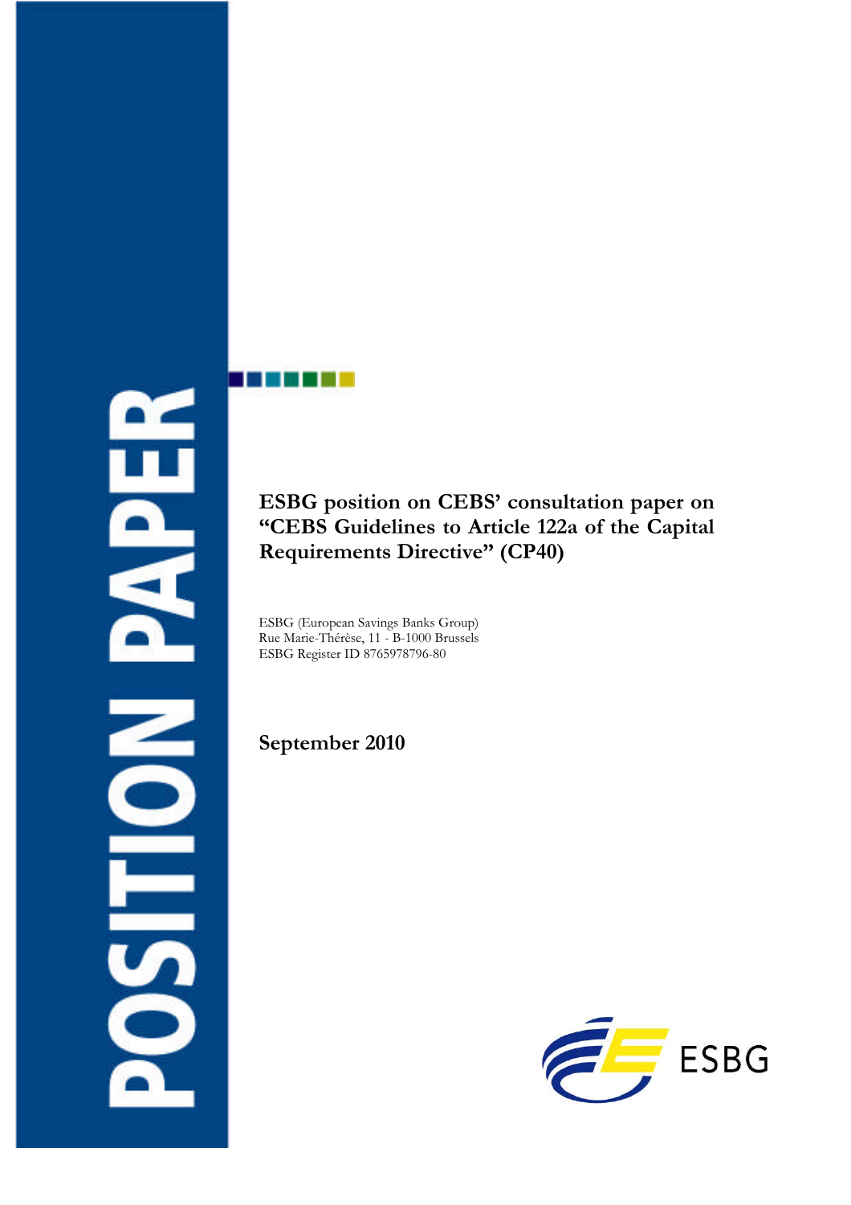POSITION PAPER

# ESBG position on CEBS' consultation paper on "CEBS Guidelines to Article 122a of the Capital Requirements Directive" (CP40)

ESBG (European Savings Banks Group)
Rue Marie-Thérèse, 11 - B-1000 Brussels
ESBG Register ID 8765978796-80

**September 2010**

ESBG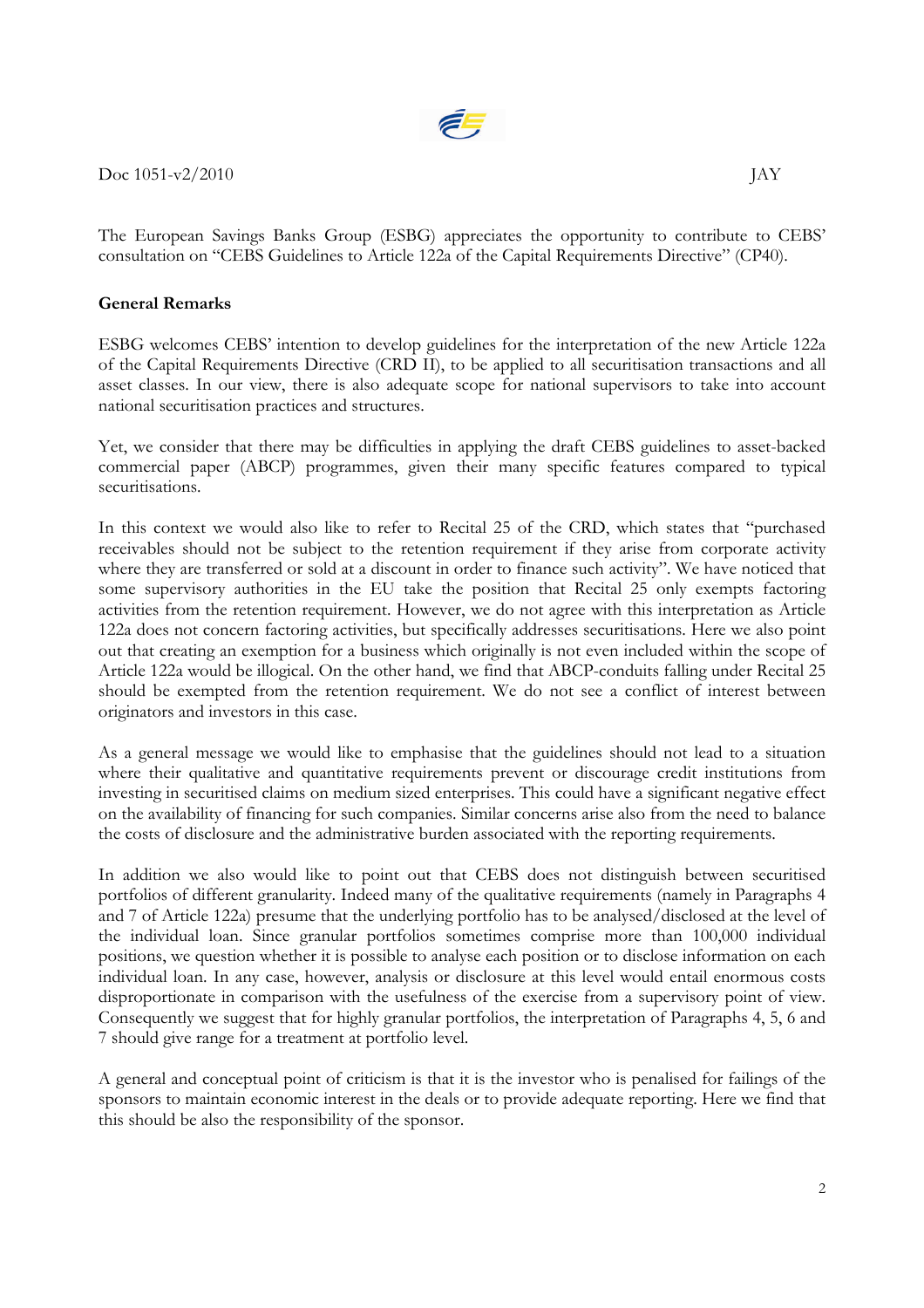Doc 1051-v2/2010 JAY

The European Savings Banks Group (ESBG) appreciates the opportunity to contribute to CEBS' consultation on "CEBS Guidelines to Article 122a of the Capital Requirements Directive" (CP40).

**General Remarks**

ESBG welcomes CEBS' intention to develop guidelines for the interpretation of the new Article 122a of the Capital Requirements Directive (CRD II), to be applied to all securitisation transactions and all asset classes. In our view, there is also adequate scope for national supervisors to take into account national securitisation practices and structures.

Yet, we consider that there may be difficulties in applying the draft CEBS guidelines to asset-backed commercial paper (ABCP) programmes, given their many specific features compared to typical securitisations.

In this context we would also like to refer to Recital 25 of the CRD, which states that "purchased receivables should not be subject to the retention requirement if they arise from corporate activity where they are transferred or sold at a discount in order to finance such activity". We have noticed that some supervisory authorities in the EU take the position that Recital 25 only exempts factoring activities from the retention requirement. However, we do not agree with this interpretation as Article 122a does not concern factoring activities, but specifically addresses securitisations. Here we also point out that creating an exemption for a business which originally is not even included within the scope of Article 122a would be illogical. On the other hand, we find that ABCP-conduits falling under Recital 25 should be exempted from the retention requirement. We do not see a conflict of interest between originators and investors in this case.

As a general message we would like to emphasise that the guidelines should not lead to a situation where their qualitative and quantitative requirements prevent or discourage credit institutions from investing in securitised claims on medium sized enterprises. This could have a significant negative effect on the availability of financing for such companies. Similar concerns arise also from the need to balance the costs of disclosure and the administrative burden associated with the reporting requirements.

In addition we also would like to point out that CEBS does not distinguish between securitised portfolios of different granularity. Indeed many of the qualitative requirements (namely in Paragraphs 4 and 7 of Article 122a) presume that the underlying portfolio has to be analysed/disclosed at the level of the individual loan. Since granular portfolios sometimes comprise more than 100,000 individual positions, we question whether it is possible to analyse each position or to disclose information on each individual loan. In any case, however, analysis or disclosure at this level would entail enormous costs disproportionate in comparison with the usefulness of the exercise from a supervisory point of view. Consequently we suggest that for highly granular portfolios, the interpretation of Paragraphs 4, 5, 6 and 7 should give range for a treatment at portfolio level.

A general and conceptual point of criticism is that it is the investor who is penalised for failings of the sponsors to maintain economic interest in the deals or to provide adequate reporting. Here we find that this should be also the responsibility of the sponsor.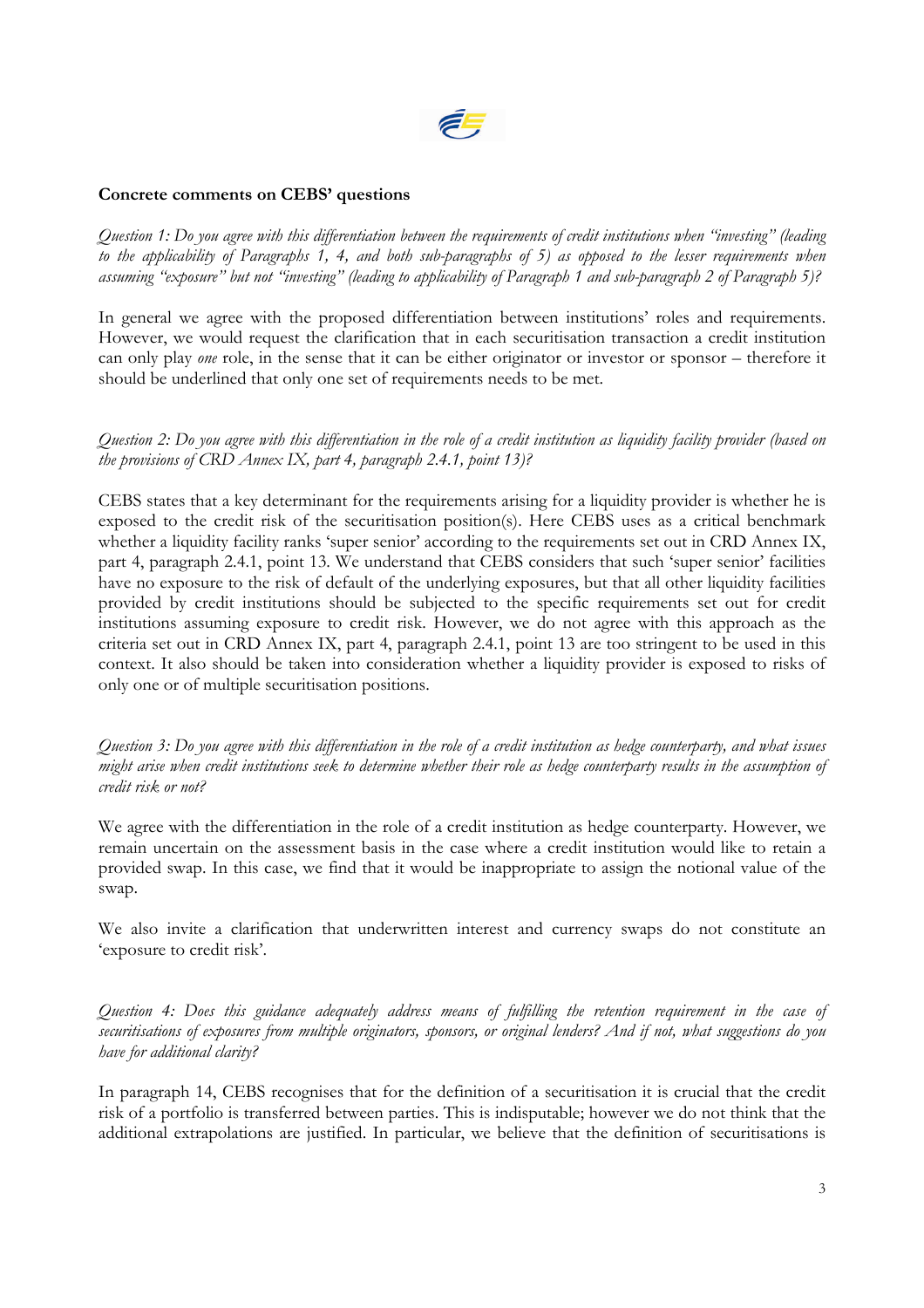**Concrete comments on CEBS' questions**

*Question 1: Do you agree with this differentiation between the requirements of credit institutions when "investing" (leading to the applicability of Paragraphs 1, 4, and both sub-paragraphs of 5) as opposed to the lesser requirements when assuming "exposure" but not "investing" (leading to applicability of Paragraph 1 and sub-paragraph 2 of Paragraph 5)?*

In general we agree with the proposed differentiation between institutions' roles and requirements. However, we would request the clarification that in each securitisation transaction a credit institution can only play *one* role, in the sense that it can be either originator or investor or sponsor – therefore it should be underlined that only one set of requirements needs to be met.

*Question 2: Do you agree with this differentiation in the role of a credit institution as liquidity facility provider (based on the provisions of CRD Annex IX, part 4, paragraph 2.4.1, point 13)?*

CEBS states that a key determinant for the requirements arising for a liquidity provider is whether he is exposed to the credit risk of the securitisation position(s). Here CEBS uses as a critical benchmark whether a liquidity facility ranks 'super senior' according to the requirements set out in CRD Annex IX, part 4, paragraph 2.4.1, point 13. We understand that CEBS considers that such 'super senior' facilities have no exposure to the risk of default of the underlying exposures, but that all other liquidity facilities provided by credit institutions should be subjected to the specific requirements set out for credit institutions assuming exposure to credit risk. However, we do not agree with this approach as the criteria set out in CRD Annex IX, part 4, paragraph 2.4.1, point 13 are too stringent to be used in this context. It also should be taken into consideration whether a liquidity provider is exposed to risks of only one or of multiple securitisation positions.

*Question 3: Do you agree with this differentiation in the role of a credit institution as hedge counterparty, and what issues might arise when credit institutions seek to determine whether their role as hedge counterparty results in the assumption of credit risk or not?*

We agree with the differentiation in the role of a credit institution as hedge counterparty. However, we remain uncertain on the assessment basis in the case where a credit institution would like to retain a provided swap. In this case, we find that it would be inappropriate to assign the notional value of the swap.

We also invite a clarification that underwritten interest and currency swaps do not constitute an 'exposure to credit risk'.

*Question 4: Does this guidance adequately address means of fulfilling the retention requirement in the case of securitisations of exposures from multiple originators, sponsors, or original lenders? And if not, what suggestions do you have for additional clarity?*

In paragraph 14, CEBS recognises that for the definition of a securitisation it is crucial that the credit risk of a portfolio is transferred between parties. This is indisputable; however we do not think that the additional extrapolations are justified. In particular, we believe that the definition of securitisations is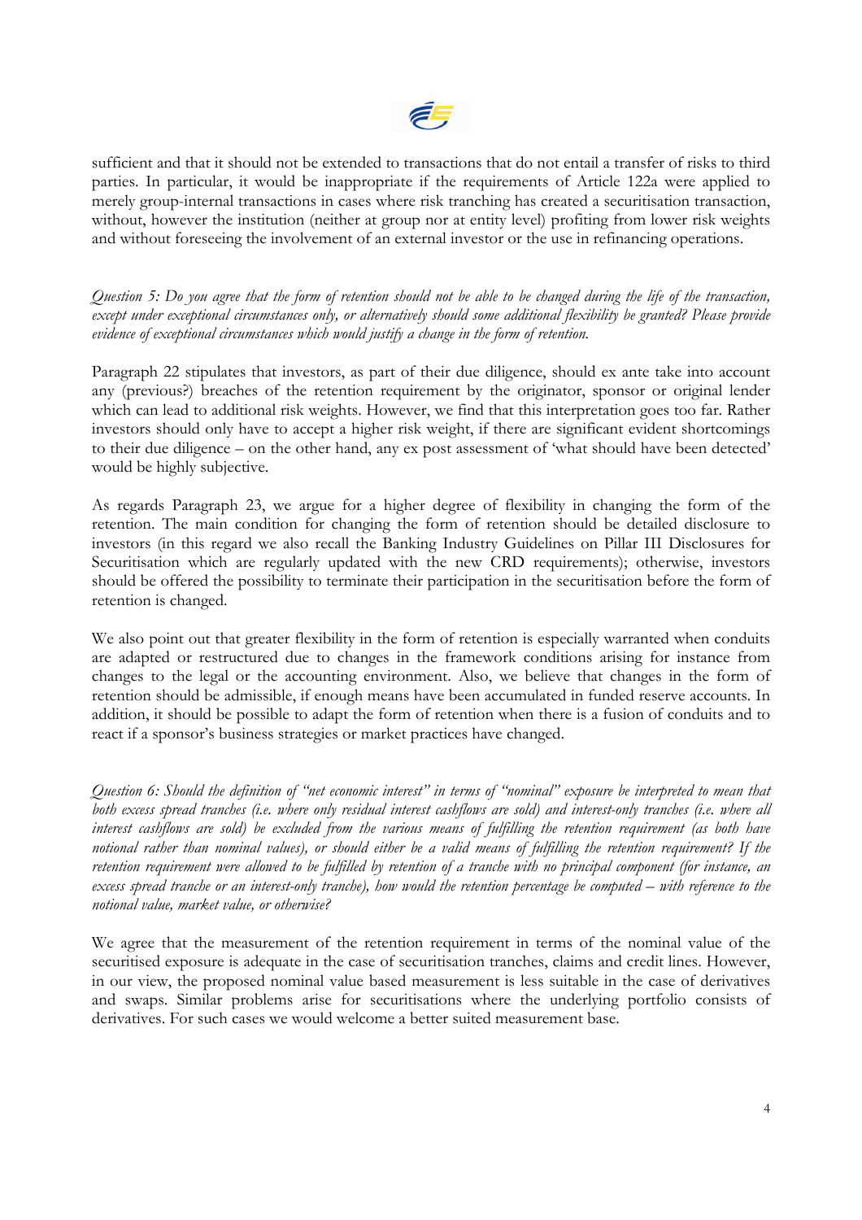sufficient and that it should not be extended to transactions that do not entail a transfer of risks to third parties. In particular, it would be inappropriate if the requirements of Article 122a were applied to merely group-internal transactions in cases where risk tranching has created a securitisation transaction, without, however the institution (neither at group nor at entity level) profiting from lower risk weights and without foreseeing the involvement of an external investor or the use in refinancing operations.

*Question 5: Do you agree that the form of retention should not be able to be changed during the life of the transaction, except under exceptional circumstances only, or alternatively should some additional flexibility be granted? Please provide evidence of exceptional circumstances which would justify a change in the form of retention.*

Paragraph 22 stipulates that investors, as part of their due diligence, should ex ante take into account any (previous?) breaches of the retention requirement by the originator, sponsor or original lender which can lead to additional risk weights. However, we find that this interpretation goes too far. Rather investors should only have to accept a higher risk weight, if there are significant evident shortcomings to their due diligence – on the other hand, any ex post assessment of 'what should have been detected' would be highly subjective.

As regards Paragraph 23, we argue for a higher degree of flexibility in changing the form of the retention. The main condition for changing the form of retention should be detailed disclosure to investors (in this regard we also recall the Banking Industry Guidelines on Pillar III Disclosures for Securitisation which are regularly updated with the new CRD requirements); otherwise, investors should be offered the possibility to terminate their participation in the securitisation before the form of retention is changed.

We also point out that greater flexibility in the form of retention is especially warranted when conduits are adapted or restructured due to changes in the framework conditions arising for instance from changes to the legal or the accounting environment. Also, we believe that changes in the form of retention should be admissible, if enough means have been accumulated in funded reserve accounts. In addition, it should be possible to adapt the form of retention when there is a fusion of conduits and to react if a sponsor's business strategies or market practices have changed.

*Question 6: Should the definition of "net economic interest" in terms of "nominal" exposure be interpreted to mean that both excess spread tranches (i.e. where only residual interest cashflows are sold) and interest-only tranches (i.e. where all interest cashflows are sold) be excluded from the various means of fulfilling the retention requirement (as both have notional rather than nominal values), or should either be a valid means of fulfilling the retention requirement? If the retention requirement were allowed to be fulfilled by retention of a tranche with no principal component (for instance, an excess spread tranche or an interest-only tranche), how would the retention percentage be computed – with reference to the notional value, market value, or otherwise?*

We agree that the measurement of the retention requirement in terms of the nominal value of the securitised exposure is adequate in the case of securitisation tranches, claims and credit lines. However, in our view, the proposed nominal value based measurement is less suitable in the case of derivatives and swaps. Similar problems arise for securitisations where the underlying portfolio consists of derivatives. For such cases we would welcome a better suited measurement base.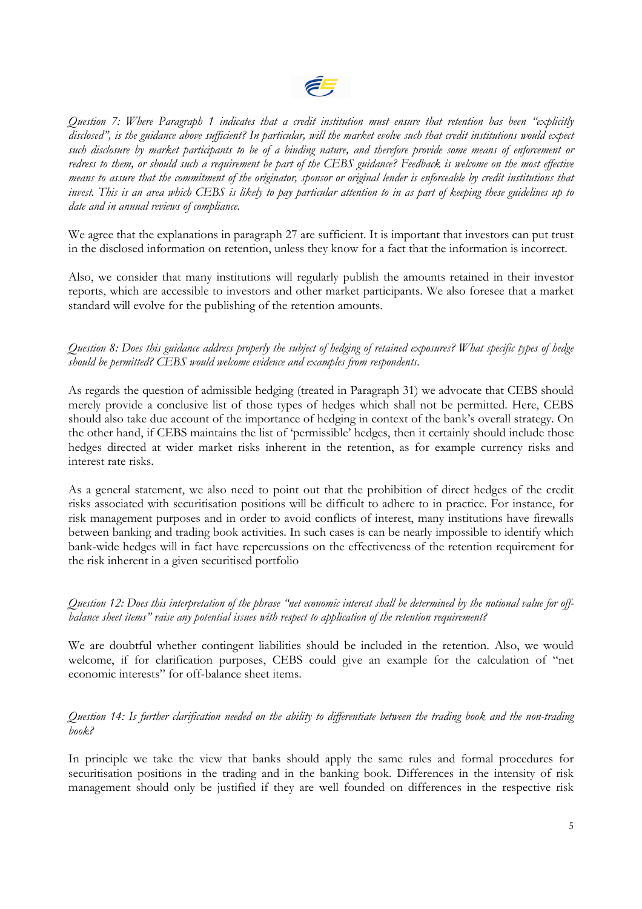*Question 7: Where Paragraph 1 indicates that a credit institution must ensure that retention has been "explicitly disclosed", is the guidance above sufficient? In particular, will the market evolve such that credit institutions would expect such disclosure by market participants to be of a binding nature, and therefore provide some means of enforcement or redress to them, or should such a requirement be part of the CEBS guidance? Feedback is welcome on the most effective means to assure that the commitment of the originator, sponsor or original lender is enforceable by credit institutions that invest. This is an area which CEBS is likely to pay particular attention to in as part of keeping these guidelines up to date and in annual reviews of compliance.*

We agree that the explanations in paragraph 27 are sufficient. It is important that investors can put trust in the disclosed information on retention, unless they know for a fact that the information is incorrect.

Also, we consider that many institutions will regularly publish the amounts retained in their investor reports, which are accessible to investors and other market participants. We also foresee that a market standard will evolve for the publishing of the retention amounts.

*Question 8: Does this guidance address properly the subject of hedging of retained exposures? What specific types of hedge should be permitted? CEBS would welcome evidence and examples from respondents.*

As regards the question of admissible hedging (treated in Paragraph 31) we advocate that CEBS should merely provide a conclusive list of those types of hedges which shall not be permitted. Here, CEBS should also take due account of the importance of hedging in context of the bank's overall strategy. On the other hand, if CEBS maintains the list of 'permissible' hedges, then it certainly should include those hedges directed at wider market risks inherent in the retention, as for example currency risks and interest rate risks.

As a general statement, we also need to point out that the prohibition of direct hedges of the credit risks associated with securitisation positions will be difficult to adhere to in practice. For instance, for risk management purposes and in order to avoid conflicts of interest, many institutions have firewalls between banking and trading book activities. In such cases is can be nearly impossible to identify which bank-wide hedges will in fact have repercussions on the effectiveness of the retention requirement for the risk inherent in a given securitised portfolio

*Question 12: Does this interpretation of the phrase "net economic interest shall be determined by the notional value for off-balance sheet items" raise any potential issues with respect to application of the retention requirement?*

We are doubtful whether contingent liabilities should be included in the retention. Also, we would welcome, if for clarification purposes, CEBS could give an example for the calculation of "net economic interests" for off-balance sheet items.

*Question 14: Is further clarification needed on the ability to differentiate between the trading book and the non-trading book?*

In principle we take the view that banks should apply the same rules and formal procedures for securitisation positions in the trading and in the banking book. Differences in the intensity of risk management should only be justified if they are well founded on differences in the respective risk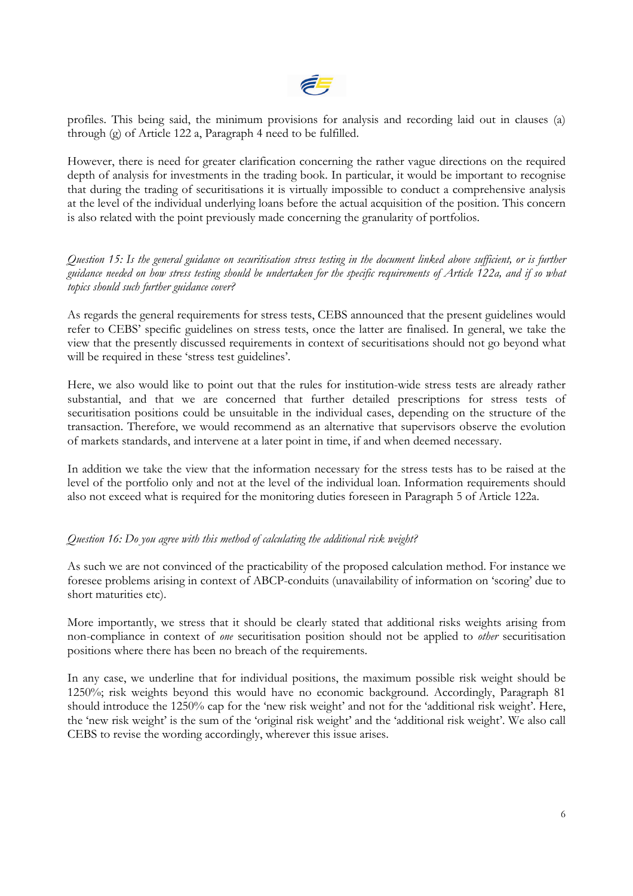profiles. This being said, the minimum provisions for analysis and recording laid out in clauses (a) through (g) of Article 122 a, Paragraph 4 need to be fulfilled.

However, there is need for greater clarification concerning the rather vague directions on the required depth of analysis for investments in the trading book. In particular, it would be important to recognise that during the trading of securitisations it is virtually impossible to conduct a comprehensive analysis at the level of the individual underlying loans before the actual acquisition of the position. This concern is also related with the point previously made concerning the granularity of portfolios.

*Question 15: Is the general guidance on securitisation stress testing in the document linked above sufficient, or is further guidance needed on how stress testing should be undertaken for the specific requirements of Article 122a, and if so what topics should such further guidance cover?*

As regards the general requirements for stress tests, CEBS announced that the present guidelines would refer to CEBS' specific guidelines on stress tests, once the latter are finalised. In general, we take the view that the presently discussed requirements in context of securitisations should not go beyond what will be required in these 'stress test guidelines'.

Here, we also would like to point out that the rules for institution-wide stress tests are already rather substantial, and that we are concerned that further detailed prescriptions for stress tests of securitisation positions could be unsuitable in the individual cases, depending on the structure of the transaction. Therefore, we would recommend as an alternative that supervisors observe the evolution of markets standards, and intervene at a later point in time, if and when deemed necessary.

In addition we take the view that the information necessary for the stress tests has to be raised at the level of the portfolio only and not at the level of the individual loan. Information requirements should also not exceed what is required for the monitoring duties foreseen in Paragraph 5 of Article 122a.

*Question 16: Do you agree with this method of calculating the additional risk weight?*

As such we are not convinced of the practicability of the proposed calculation method. For instance we foresee problems arising in context of ABCP-conduits (unavailability of information on 'scoring' due to short maturities etc).

More importantly, we stress that it should be clearly stated that additional risks weights arising from non-compliance in context of *one* securitisation position should not be applied to *other* securitisation positions where there has been no breach of the requirements.

In any case, we underline that for individual positions, the maximum possible risk weight should be 1250%; risk weights beyond this would have no economic background. Accordingly, Paragraph 81 should introduce the 1250% cap for the 'new risk weight' and not for the 'additional risk weight'. Here, the 'new risk weight' is the sum of the 'original risk weight' and the 'additional risk weight'. We also call CEBS to revise the wording accordingly, wherever this issue arises.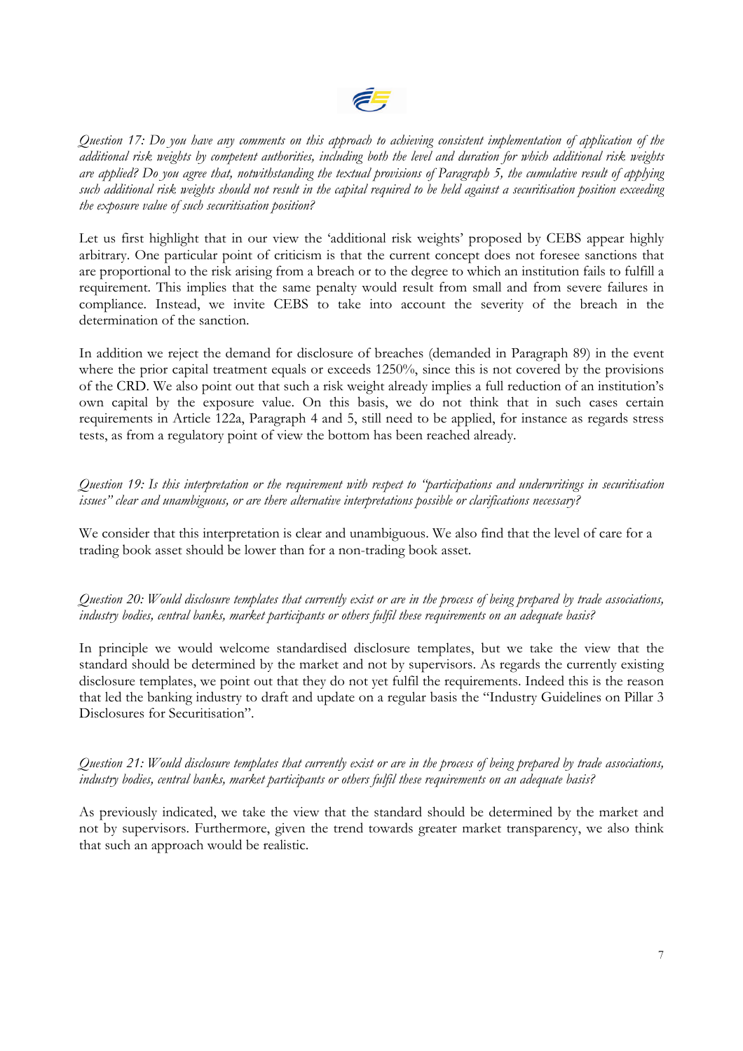*Question 17: Do you have any comments on this approach to achieving consistent implementation of application of the additional risk weights by competent authorities, including both the level and duration for which additional risk weights are applied? Do you agree that, notwithstanding the textual provisions of Paragraph 5, the cumulative result of applying such additional risk weights should not result in the capital required to be held against a securitisation position exceeding the exposure value of such securitisation position?*

Let us first highlight that in our view the 'additional risk weights' proposed by CEBS appear highly arbitrary. One particular point of criticism is that the current concept does not foresee sanctions that are proportional to the risk arising from a breach or to the degree to which an institution fails to fulfill a requirement. This implies that the same penalty would result from small and from severe failures in compliance. Instead, we invite CEBS to take into account the severity of the breach in the determination of the sanction.

In addition we reject the demand for disclosure of breaches (demanded in Paragraph 89) in the event where the prior capital treatment equals or exceeds 1250%, since this is not covered by the provisions of the CRD. We also point out that such a risk weight already implies a full reduction of an institution's own capital by the exposure value. On this basis, we do not think that in such cases certain requirements in Article 122a, Paragraph 4 and 5, still need to be applied, for instance as regards stress tests, as from a regulatory point of view the bottom has been reached already.

*Question 19: Is this interpretation or the requirement with respect to "participations and underwritings in securitisation issues" clear and unambiguous, or are there alternative interpretations possible or clarifications necessary?*

We consider that this interpretation is clear and unambiguous. We also find that the level of care for a trading book asset should be lower than for a non-trading book asset.

*Question 20: Would disclosure templates that currently exist or are in the process of being prepared by trade associations, industry bodies, central banks, market participants or others fulfil these requirements on an adequate basis?*

In principle we would welcome standardised disclosure templates, but we take the view that the standard should be determined by the market and not by supervisors. As regards the currently existing disclosure templates, we point out that they do not yet fulfil the requirements. Indeed this is the reason that led the banking industry to draft and update on a regular basis the "Industry Guidelines on Pillar 3 Disclosures for Securitisation".

*Question 21: Would disclosure templates that currently exist or are in the process of being prepared by trade associations, industry bodies, central banks, market participants or others fulfil these requirements on an adequate basis?*

As previously indicated, we take the view that the standard should be determined by the market and not by supervisors. Furthermore, given the trend towards greater market transparency, we also think that such an approach would be realistic.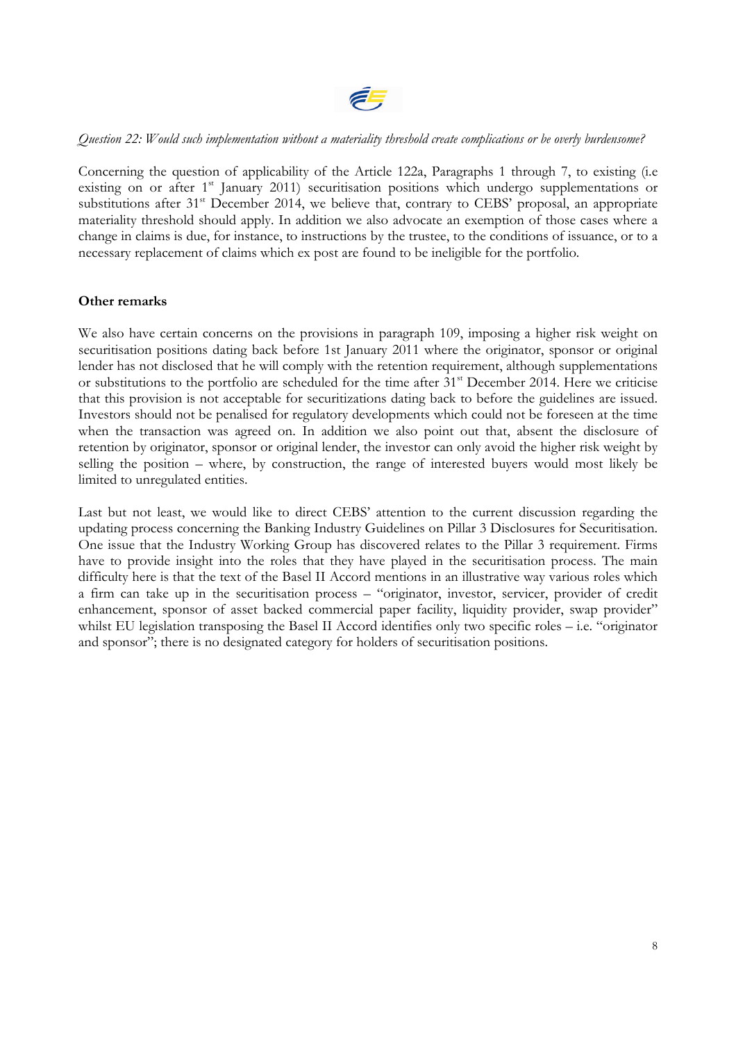*Question 22: Would such implementation without a materiality threshold create complications or be overly burdensome?*

Concerning the question of applicability of the Article 122a, Paragraphs 1 through 7, to existing (i.e existing on or after 1st January 2011) securitisation positions which undergo supplementations or substitutions after 31st December 2014, we believe that, contrary to CEBS' proposal, an appropriate materiality threshold should apply. In addition we also advocate an exemption of those cases where a change in claims is due, for instance, to instructions by the trustee, to the conditions of issuance, or to a necessary replacement of claims which ex post are found to be ineligible for the portfolio.

**Other remarks**

We also have certain concerns on the provisions in paragraph 109, imposing a higher risk weight on securitisation positions dating back before 1st January 2011 where the originator, sponsor or original lender has not disclosed that he will comply with the retention requirement, although supplementations or substitutions to the portfolio are scheduled for the time after 31st December 2014. Here we criticise that this provision is not acceptable for securitizations dating back to before the guidelines are issued. Investors should not be penalised for regulatory developments which could not be foreseen at the time when the transaction was agreed on. In addition we also point out that, absent the disclosure of retention by originator, sponsor or original lender, the investor can only avoid the higher risk weight by selling the position – where, by construction, the range of interested buyers would most likely be limited to unregulated entities.

Last but not least, we would like to direct CEBS' attention to the current discussion regarding the updating process concerning the Banking Industry Guidelines on Pillar 3 Disclosures for Securitisation. One issue that the Industry Working Group has discovered relates to the Pillar 3 requirement. Firms have to provide insight into the roles that they have played in the securitisation process. The main difficulty here is that the text of the Basel II Accord mentions in an illustrative way various roles which a firm can take up in the securitisation process – "originator, investor, servicer, provider of credit enhancement, sponsor of asset backed commercial paper facility, liquidity provider, swap provider" whilst EU legislation transposing the Basel II Accord identifies only two specific roles – i.e. "originator and sponsor"; there is no designated category for holders of securitisation positions.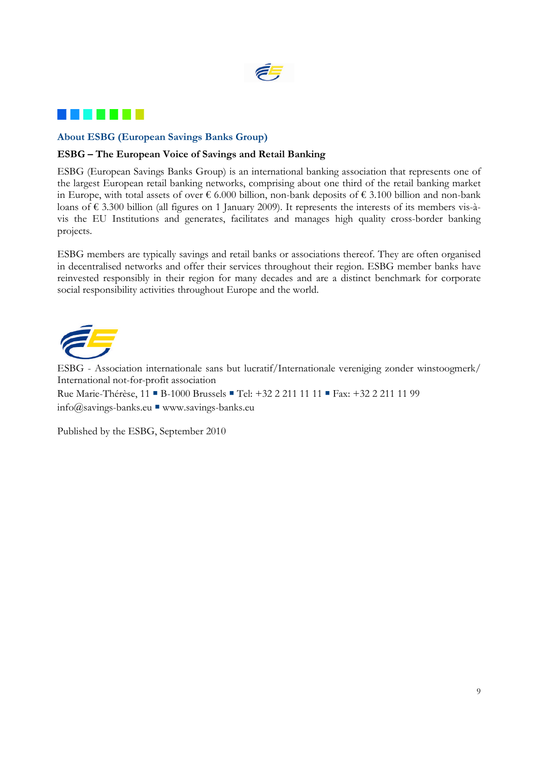## About ESBG (European Savings Banks Group)

**ESBG – The European Voice of Savings and Retail Banking**

ESBG (European Savings Banks Group) is an international banking association that represents one of the largest European retail banking networks, comprising about one third of the retail banking market in Europe, with total assets of over € 6.000 billion, non-bank deposits of € 3.100 billion and non-bank loans of € 3.300 billion (all figures on 1 January 2009). It represents the interests of its members vis-à-vis the EU Institutions and generates, facilitates and manages high quality cross-border banking projects.

ESBG members are typically savings and retail banks or associations thereof. They are often organised in decentralised networks and offer their services throughout their region. ESBG member banks have reinvested responsibly in their region for many decades and are a distinct benchmark for corporate social responsibility activities throughout Europe and the world.

ESBG - Association internationale sans but lucratif/Internationale vereniging zonder winstoogmerk/ International not-for-profit association

Rue Marie-Thérèse, 11 ▪ B-1000 Brussels ▪ Tel: +32 2 211 11 11 ▪ Fax: +32 2 211 11 99

info@savings-banks.eu ▪ www.savings-banks.eu

Published by the ESBG, September 2010